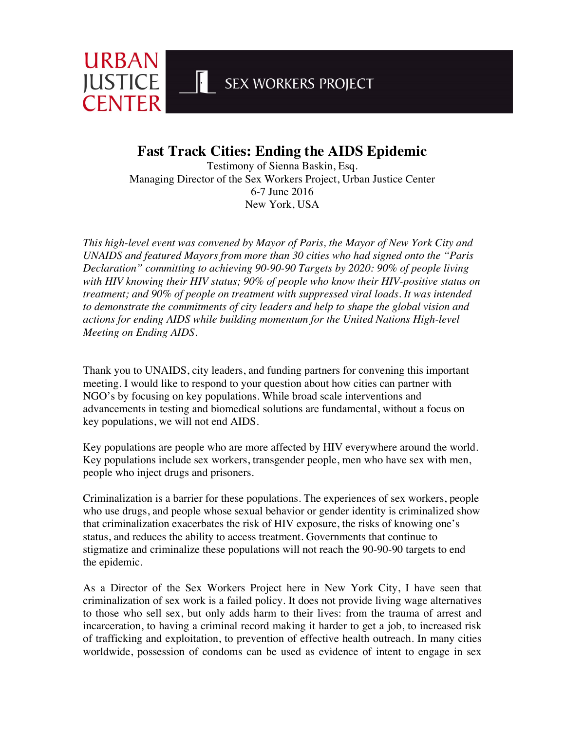URBAN JUSTICE CENTER

SEX WORKERS PROJECT

# Fast Track Cities: Ending the AIDS Epidemic

Testimony of Sienna Baskin, Esq.
Managing Director of the Sex Workers Project, Urban Justice Center
6-7 June 2016
New York, USA

*This high-level event was convened by Mayor of Paris, the Mayor of New York City and UNAIDS and featured Mayors from more than 30 cities who had signed onto the "Paris Declaration" committing to achieving 90-90-90 Targets by 2020: 90% of people living with HIV knowing their HIV status; 90% of people who know their HIV-positive status on treatment; and 90% of people on treatment with suppressed viral loads. It was intended to demonstrate the commitments of city leaders and help to shape the global vision and actions for ending AIDS while building momentum for the United Nations High-level Meeting on Ending AIDS.*

Thank you to UNAIDS, city leaders, and funding partners for convening this important meeting. I would like to respond to your question about how cities can partner with NGO's by focusing on key populations. While broad scale interventions and advancements in testing and biomedical solutions are fundamental, without a focus on key populations, we will not end AIDS.

Key populations are people who are more affected by HIV everywhere around the world. Key populations include sex workers, transgender people, men who have sex with men, people who inject drugs and prisoners.

Criminalization is a barrier for these populations. The experiences of sex workers, people who use drugs, and people whose sexual behavior or gender identity is criminalized show that criminalization exacerbates the risk of HIV exposure, the risks of knowing one's status, and reduces the ability to access treatment. Governments that continue to stigmatize and criminalize these populations will not reach the 90-90-90 targets to end the epidemic.

As a Director of the Sex Workers Project here in New York City, I have seen that criminalization of sex work is a failed policy. It does not provide living wage alternatives to those who sell sex, but only adds harm to their lives: from the trauma of arrest and incarceration, to having a criminal record making it harder to get a job, to increased risk of trafficking and exploitation, to prevention of effective health outreach. In many cities worldwide, possession of condoms can be used as evidence of intent to engage in sex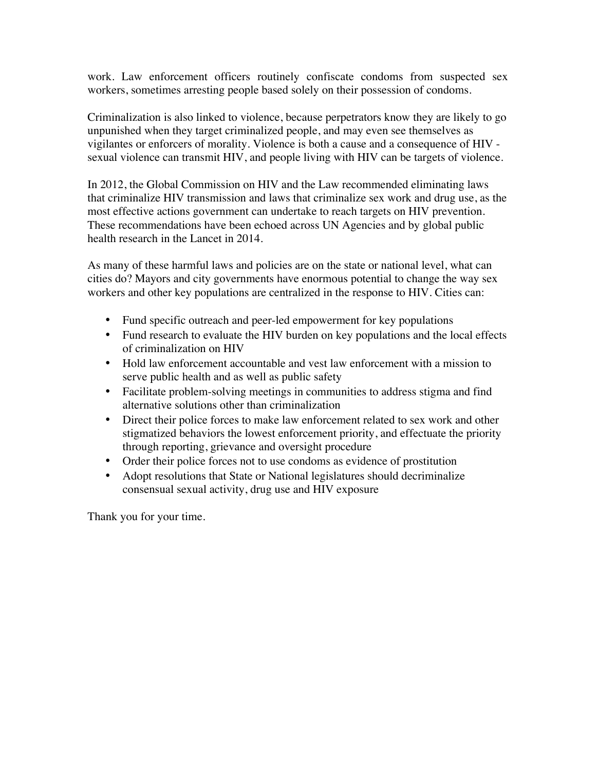work. Law enforcement officers routinely confiscate condoms from suspected sex workers, sometimes arresting people based solely on their possession of condoms.

Criminalization is also linked to violence, because perpetrators know they are likely to go unpunished when they target criminalized people, and may even see themselves as vigilantes or enforcers of morality. Violence is both a cause and a consequence of HIV - sexual violence can transmit HIV, and people living with HIV can be targets of violence.

In 2012, the Global Commission on HIV and the Law recommended eliminating laws that criminalize HIV transmission and laws that criminalize sex work and drug use, as the most effective actions government can undertake to reach targets on HIV prevention. These recommendations have been echoed across UN Agencies and by global public health research in the Lancet in 2014.

As many of these harmful laws and policies are on the state or national level, what can cities do? Mayors and city governments have enormous potential to change the way sex workers and other key populations are centralized in the response to HIV. Cities can:

- Fund specific outreach and peer-led empowerment for key populations
- Fund research to evaluate the HIV burden on key populations and the local effects of criminalization on HIV
- Hold law enforcement accountable and vest law enforcement with a mission to serve public health and as well as public safety
- Facilitate problem-solving meetings in communities to address stigma and find alternative solutions other than criminalization
- Direct their police forces to make law enforcement related to sex work and other stigmatized behaviors the lowest enforcement priority, and effectuate the priority through reporting, grievance and oversight procedure
- Order their police forces not to use condoms as evidence of prostitution
- Adopt resolutions that State or National legislatures should decriminalize consensual sexual activity, drug use and HIV exposure

Thank you for your time.